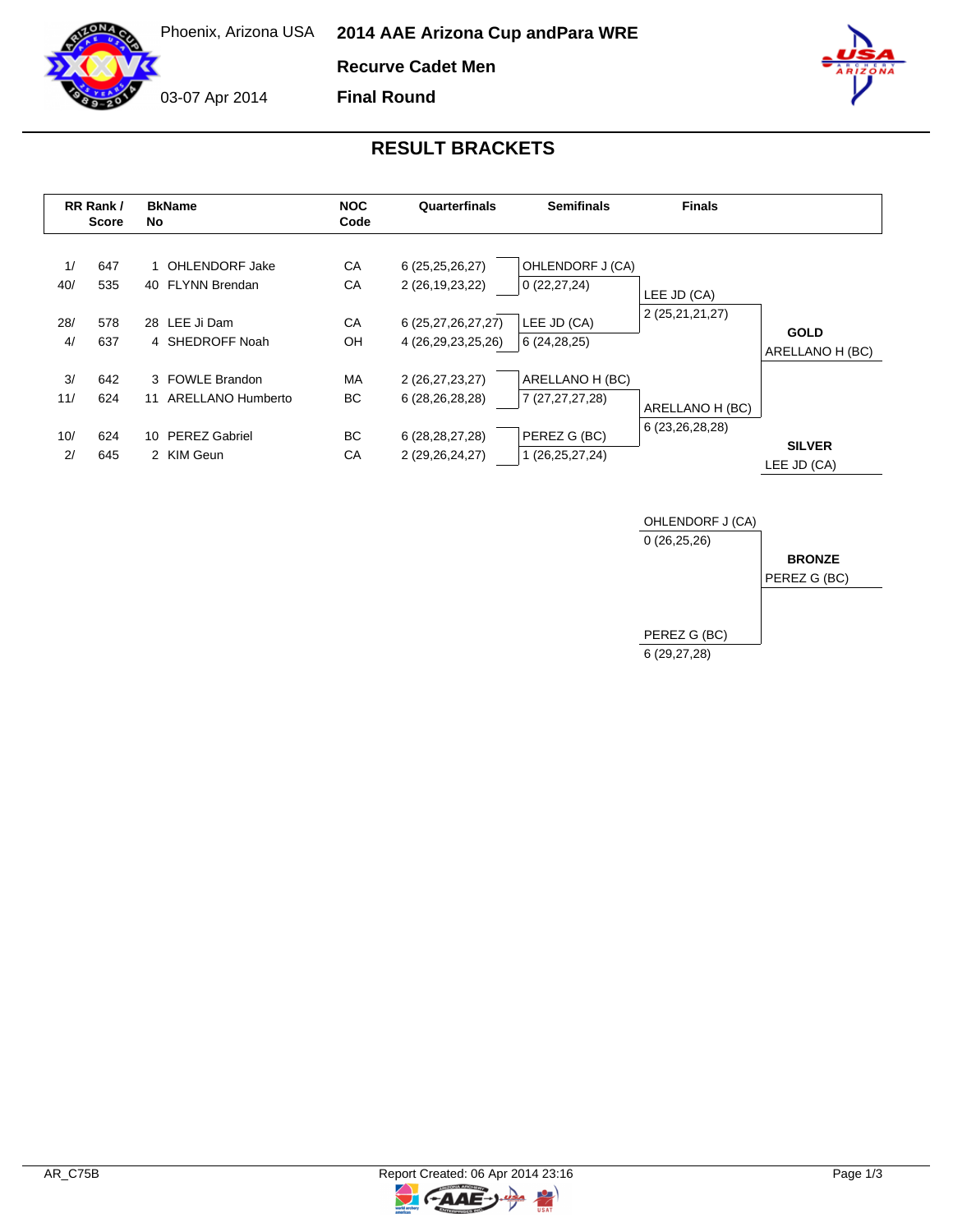Phoenix, Arizona USA

03-07 Apr 2014

# 2014 AAE Arizona Cup andPara WRE

**Recurve Cadet Men**

**Final Round**

## RESULT BRACKETS

| RR Rank / | Score | BkName No | | NOC Code | Quarterfinals | Semifinals | Finals | |
|---|---|---|---|---|---|---|---|---|
| 1/ | 647 | 1 | OHLENDORF Jake | CA | 6 (25,25,26,27) | OHLENDORF J (CA) | | |
| 40/ | 535 | 40 | FLYNN Brendan | CA | 2 (26,19,23,22) | 0 (22,27,24) | LEE JD (CA) | |
| | | | | | | | 2 (25,21,21,27) | |
| 28/ | 578 | 28 | LEE Ji Dam | CA | 6 (25,27,26,27,27) | LEE JD (CA) | | **GOLD** |
| 4/ | 637 | 4 | SHEDROFF Noah | OH | 4 (26,29,23,25,26) | 6 (24,28,25) | | ARELLANO H (BC) |
| 3/ | 642 | 3 | FOWLE Brandon | MA | 2 (26,27,23,27) | ARELLANO H (BC) | | |
| 11/ | 624 | 11 | ARELLANO Humberto | BC | 6 (28,26,28,28) | 7 (27,27,27,28) | ARELLANO H (BC) | |
| | | | | | | | 6 (23,26,28,28) | |
| 10/ | 624 | 10 | PEREZ Gabriel | BC | 6 (28,28,27,28) | PEREZ G (BC) | | **SILVER** |
| 2/ | 645 | 2 | KIM Geun | CA | 2 (29,26,24,27) | 1 (26,25,27,24) | | LEE JD (CA) |

**Bronze Match**

| Finals | |
|---|---|
| OHLENDORF J (CA) | |
| 0 (26,25,26) | **BRONZE** |
| | PEREZ G (BC) |
| PEREZ G (BC) | |
| 6 (29,27,28) | |

AR_C75B

Report Created: 06 Apr 2014 23:16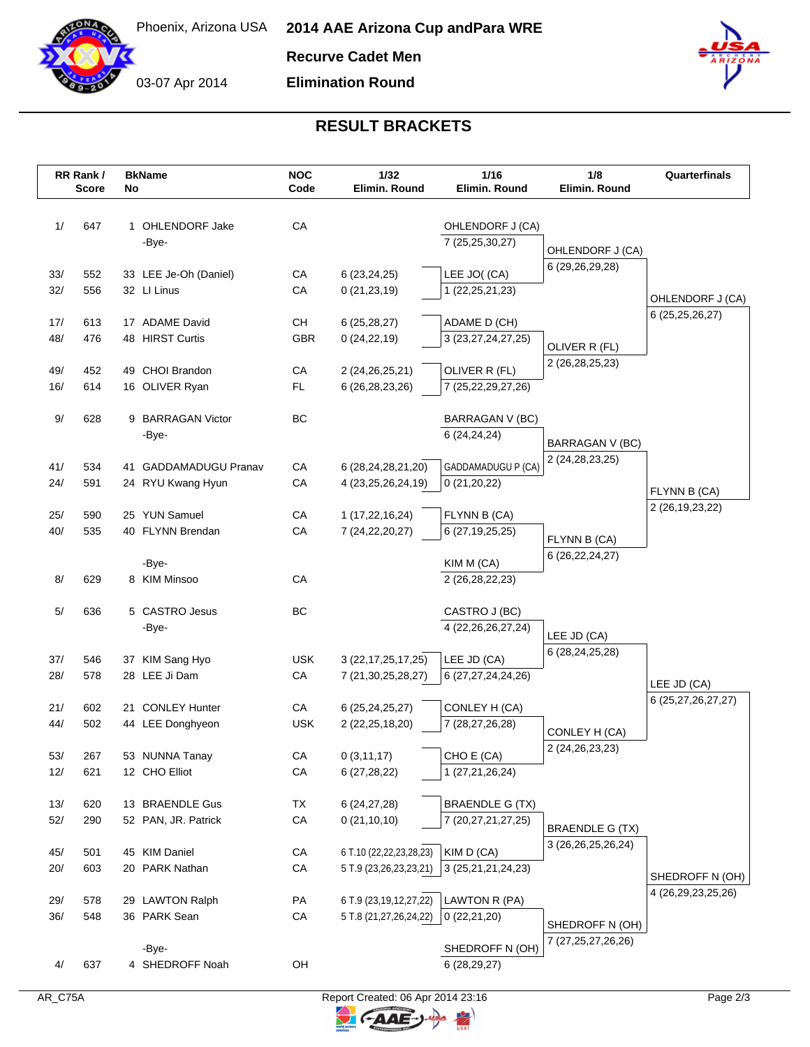# 2014 AAE Arizona Cup andPara WRE

Phoenix, Arizona USA

03-07 Apr 2014

**Recurve Cadet Men**

**Elimination Round**

## RESULT BRACKETS

| RR Rank / | Score | BkNo | Name | NOC Code | 1/32 Elimin. Round | 1/16 Elimin. Round | 1/8 Elimin. Round | Quarterfinals |
|---|---|---|---|---|---|---|---|---|
| 1/ | 647 | 1 | OHLENDORF Jake | CA | | OHLENDORF J (CA) 7 (25,25,30,27) | OHLENDORF J (CA) 6 (29,26,29,28) | OHLENDORF J (CA) 6 (25,25,26,27) |
| | | | -Bye- | | | | | |
| 33/ | 552 | 33 | LEE Je-Oh (Daniel) | CA | 6 (23,24,25) | LEE JO( (CA) 1 (22,25,21,23) | | |
| 32/ | 556 | 32 | LI Linus | CA | 0 (21,23,19) | | | |
| 17/ | 613 | 17 | ADAME David | CH | 6 (25,28,27) | ADAME D (CH) 3 (23,27,24,27,25) | OLIVER R (FL) 2 (26,28,25,23) | |
| 48/ | 476 | 48 | HIRST Curtis | GBR | 0 (24,22,19) | | | |
| 49/ | 452 | 49 | CHOI Brandon | CA | 2 (24,26,25,21) | OLIVER R (FL) 7 (25,22,29,27,26) | | |
| 16/ | 614 | 16 | OLIVER Ryan | FL | 6 (26,28,23,26) | | | |
| 9/ | 628 | 9 | BARRAGAN Victor | BC | | BARRAGAN V (BC) 6 (24,24,24) | BARRAGAN V (BC) 2 (24,28,23,25) | FLYNN B (CA) 2 (26,19,23,22) |
| | | | -Bye- | | | | | |
| 41/ | 534 | 41 | GADDAMADUGU Pranav | CA | 6 (28,24,28,21,20) | GADDAMADUGU P (CA) 0 (21,20,22) | | |
| 24/ | 591 | 24 | RYU Kwang Hyun | CA | 4 (23,25,26,24,19) | | | |
| 25/ | 590 | 25 | YUN Samuel | CA | 1 (17,22,16,24) | FLYNN B (CA) 6 (27,19,25,25) | FLYNN B (CA) 6 (26,22,24,27) | |
| 40/ | 535 | 40 | FLYNN Brendan | CA | 7 (24,22,20,27) | | | |
| | | | -Bye- | | | KIM M (CA) 2 (26,28,22,23) | | |
| 8/ | 629 | 8 | KIM Minsoo | CA | | | | |
| 5/ | 636 | 5 | CASTRO Jesus | BC | | CASTRO J (BC) 4 (22,26,26,27,24) | LEE JD (CA) 6 (28,24,25,28) | LEE JD (CA) 6 (25,27,26,27,27) |
| | | | -Bye- | | | | | |
| 37/ | 546 | 37 | KIM Sang Hyo | USK | 3 (22,17,25,17,25) | LEE JD (CA) 6 (27,27,24,24,26) | | |
| 28/ | 578 | 28 | LEE Ji Dam | CA | 7 (21,30,25,28,27) | | | |
| 21/ | 602 | 21 | CONLEY Hunter | CA | 6 (25,24,25,27) | CONLEY H (CA) 7 (28,27,26,28) | CONLEY H (CA) 2 (24,26,23,23) | |
| 44/ | 502 | 44 | LEE Donghyeon | USK | 2 (22,25,18,20) | | | |
| 53/ | 267 | 53 | NUNNA Tanay | CA | 0 (3,11,17) | CHO E (CA) 1 (27,21,26,24) | | |
| 12/ | 621 | 12 | CHO Elliot | CA | 6 (27,28,22) | | | |
| 13/ | 620 | 13 | BRAENDLE Gus | TX | 6 (24,27,28) | BRAENDLE G (TX) 7 (20,27,21,27,25) | BRAENDLE G (TX) 3 (26,26,25,26,24) | SHEDROFF N (OH) 4 (26,29,23,25,26) |
| 52/ | 290 | 52 | PAN, JR. Patrick | CA | 0 (21,10,10) | | | |
| 45/ | 501 | 45 | KIM Daniel | CA | 6 T.10 (22,22,23,28,23) | KIM D (CA) 3 (25,21,21,24,23) | | |
| 20/ | 603 | 20 | PARK Nathan | CA | 5 T.9 (23,26,23,23,21) | | | |
| 29/ | 578 | 29 | LAWTON Ralph | PA | 6 T.9 (23,19,12,27,22) | LAWTON R (PA) 0 (22,21,20) | SHEDROFF N (OH) 7 (27,25,27,26,26) | |
| 36/ | 548 | 36 | PARK Sean | CA | 5 T.8 (21,27,26,24,22) | | | |
| | | | -Bye- | | | SHEDROFF N (OH) 6 (28,29,27) | | |
| 4/ | 637 | 4 | SHEDROFF Noah | OH | | | | |

AR_C75A

Report Created: 06 Apr 2014 23:16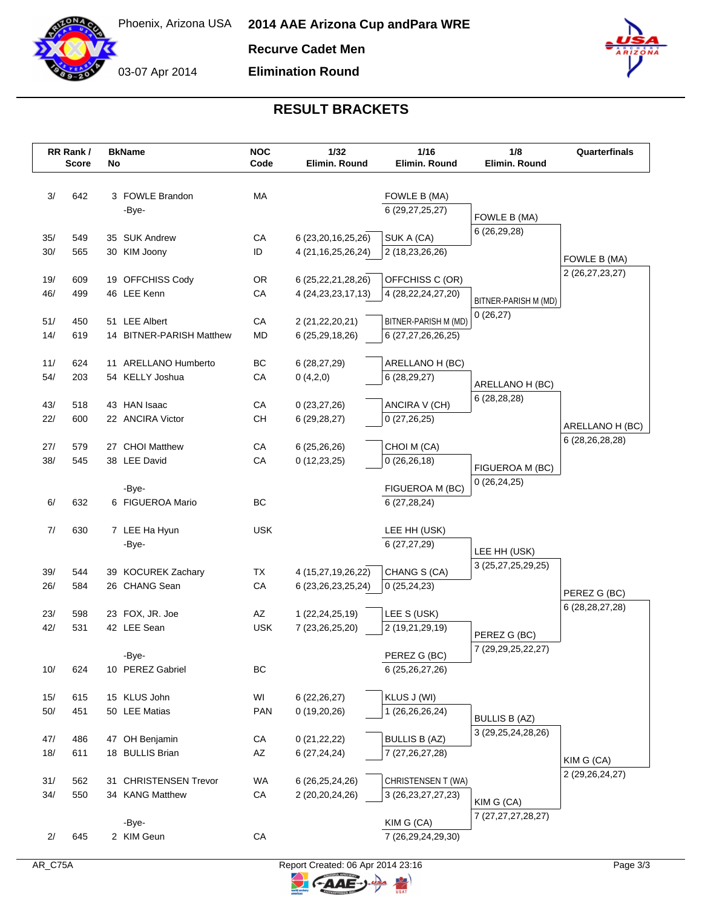Phoenix, Arizona USA

03-07 Apr 2014

# 2014 AAE Arizona Cup andPara WRE

## Recurve Cadet Men

## Elimination Round

## RESULT BRACKETS

| RR Rank / Score | | BkName No | | NOC Code | 1/32 Elimin. Round | 1/16 Elimin. Round | 1/8 Elimin. Round | Quarterfinals |
|---|---|---|---|---|---|---|---|---|
| 3/ | 642 | 3 | FOWLE Brandon | MA | | FOWLE B (MA) | | |
| | | | -Bye- | | | 6 (29,27,25,27) | FOWLE B (MA) | |
| | | | | | | | 6 (26,29,28) | |
| 35/ | 549 | 35 | SUK Andrew | CA | 6 (23,20,16,25,26) | SUK A (CA) | | |
| 30/ | 565 | 30 | KIM Joony | ID | 4 (21,16,25,26,24) | 2 (18,23,26,26) | | FOWLE B (MA) |
| | | | | | | | | 2 (26,27,23,27) |
| 19/ | 609 | 19 | OFFCHISS Cody | OR | 6 (25,22,21,28,26) | OFFCHISS C (OR) | | |
| 46/ | 499 | 46 | LEE Kenn | CA | 4 (24,23,23,17,13) | 4 (28,22,24,27,20) | BITNER-PARISH M (MD) | |
| | | | | | | | 0 (26,27) | |
| 51/ | 450 | 51 | LEE Albert | CA | 2 (21,22,20,21) | BITNER-PARISH M (MD) | | |
| 14/ | 619 | 14 | BITNER-PARISH Matthew | MD | 6 (25,29,18,26) | 6 (27,27,26,26,25) | | |
| 11/ | 624 | 11 | ARELLANO Humberto | BC | 6 (28,27,29) | ARELLANO H (BC) | | |
| 54/ | 203 | 54 | KELLY Joshua | CA | 0 (4,2,0) | 6 (28,29,27) | ARELLANO H (BC) | |
| | | | | | | | 6 (28,28,28) | |
| 43/ | 518 | 43 | HAN Isaac | CA | 0 (23,27,26) | ANCIRA V (CH) | | |
| 22/ | 600 | 22 | ANCIRA Victor | CH | 6 (29,28,27) | 0 (27,26,25) | | ARELLANO H (BC) |
| | | | | | | | | 6 (28,26,28,28) |
| 27/ | 579 | 27 | CHOI Matthew | CA | 6 (25,26,26) | CHOI M (CA) | | |
| 38/ | 545 | 38 | LEE David | CA | 0 (12,23,25) | 0 (26,26,18) | FIGUEROA M (BC) | |
| | | | | | | | 0 (26,24,25) | |
| | | | -Bye- | | | FIGUEROA M (BC) | | |
| 6/ | 632 | 6 | FIGUEROA Mario | BC | | 6 (27,28,24) | | |
| 7/ | 630 | 7 | LEE Ha Hyun | USK | | LEE HH (USK) | | |
| | | | -Bye- | | | 6 (27,27,29) | LEE HH (USK) | |
| | | | | | | | 3 (25,27,25,29,25) | |
| 39/ | 544 | 39 | KOCUREK Zachary | TX | 4 (15,27,19,26,22) | CHANG S (CA) | | |
| 26/ | 584 | 26 | CHANG Sean | CA | 6 (23,26,23,25,24) | 0 (25,24,23) | | PEREZ G (BC) |
| | | | | | | | | 6 (28,28,27,28) |
| 23/ | 598 | 23 | FOX, JR. Joe | AZ | 1 (22,24,25,19) | LEE S (USK) | | |
| 42/ | 531 | 42 | LEE Sean | USK | 7 (23,26,25,20) | 2 (19,21,29,19) | PEREZ G (BC) | |
| | | | | | | | 7 (29,29,25,22,27) | |
| | | | -Bye- | | | PEREZ G (BC) | | |
| 10/ | 624 | 10 | PEREZ Gabriel | BC | | 6 (25,26,27,26) | | |
| 15/ | 615 | 15 | KLUS John | WI | 6 (22,26,27) | KLUS J (WI) | | |
| 50/ | 451 | 50 | LEE Matias | PAN | 0 (19,20,26) | 1 (26,26,26,24) | BULLIS B (AZ) | |
| | | | | | | | 3 (29,25,24,28,26) | |
| 47/ | 486 | 47 | OH Benjamin | CA | 0 (21,22,22) | BULLIS B (AZ) | | |
| 18/ | 611 | 18 | BULLIS Brian | AZ | 6 (27,24,24) | 7 (27,26,27,28) | | KIM G (CA) |
| | | | | | | | | 2 (29,26,24,27) |
| 31/ | 562 | 31 | CHRISTENSEN Trevor | WA | 6 (26,25,24,26) | CHRISTENSEN T (WA) | | |
| 34/ | 550 | 34 | KANG Matthew | CA | 2 (20,20,24,26) | 3 (26,23,27,27,23) | KIM G (CA) | |
| | | | | | | | 7 (27,27,27,28,27) | |
| | | | -Bye- | | | KIM G (CA) | | |
| 2/ | 645 | 2 | KIM Geun | CA | | 7 (26,29,24,29,30) | | |

AR_C75A

Report Created: 06 Apr 2014 23:16